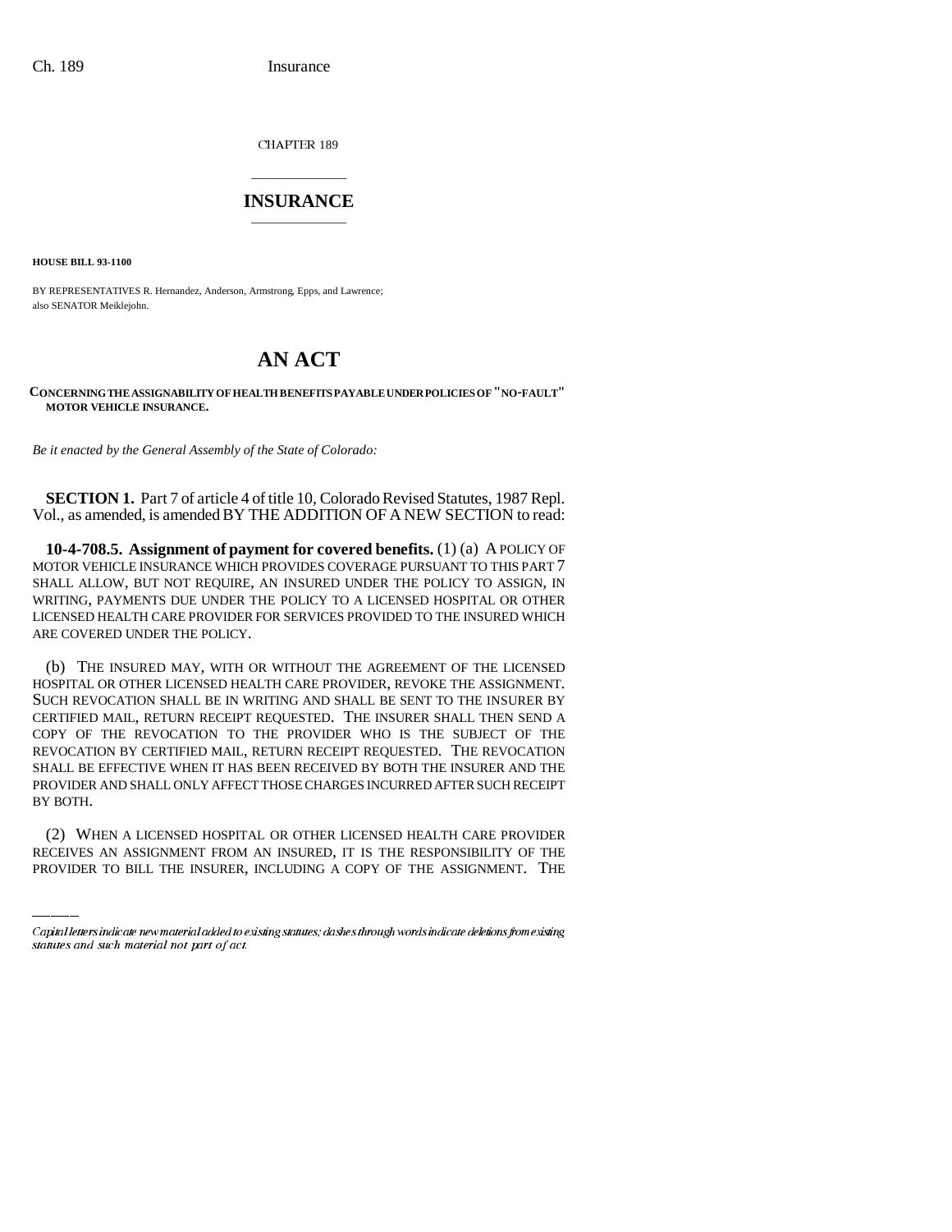CHAPTER 189

# INSURANCE

**HOUSE BILL 93-1100**

BY REPRESENTATIVES R. Hernandez, Anderson, Armstrong, Epps, and Lawrence; also SENATOR Meiklejohn.

# AN ACT

**CONCERNING THE ASSIGNABILITY OF HEALTH BENEFITS PAYABLE UNDER POLICIES OF "NO-FAULT" MOTOR VEHICLE INSURANCE.**

*Be it enacted by the General Assembly of the State of Colorado:*

**SECTION 1.** Part 7 of article 4 of title 10, Colorado Revised Statutes, 1987 Repl. Vol., as amended, is amended BY THE ADDITION OF A NEW SECTION to read:

**10-4-708.5. Assignment of payment for covered benefits.** (1) (a) A POLICY OF MOTOR VEHICLE INSURANCE WHICH PROVIDES COVERAGE PURSUANT TO THIS PART 7 SHALL ALLOW, BUT NOT REQUIRE, AN INSURED UNDER THE POLICY TO ASSIGN, IN WRITING, PAYMENTS DUE UNDER THE POLICY TO A LICENSED HOSPITAL OR OTHER LICENSED HEALTH CARE PROVIDER FOR SERVICES PROVIDED TO THE INSURED WHICH ARE COVERED UNDER THE POLICY.

(b) THE INSURED MAY, WITH OR WITHOUT THE AGREEMENT OF THE LICENSED HOSPITAL OR OTHER LICENSED HEALTH CARE PROVIDER, REVOKE THE ASSIGNMENT. SUCH REVOCATION SHALL BE IN WRITING AND SHALL BE SENT TO THE INSURER BY CERTIFIED MAIL, RETURN RECEIPT REQUESTED. THE INSURER SHALL THEN SEND A COPY OF THE REVOCATION TO THE PROVIDER WHO IS THE SUBJECT OF THE REVOCATION BY CERTIFIED MAIL, RETURN RECEIPT REQUESTED. THE REVOCATION SHALL BE EFFECTIVE WHEN IT HAS BEEN RECEIVED BY BOTH THE INSURER AND THE PROVIDER AND SHALL ONLY AFFECT THOSE CHARGES INCURRED AFTER SUCH RECEIPT BY BOTH.

(2) WHEN A LICENSED HOSPITAL OR OTHER LICENSED HEALTH CARE PROVIDER RECEIVES AN ASSIGNMENT FROM AN INSURED, IT IS THE RESPONSIBILITY OF THE PROVIDER TO BILL THE INSURER, INCLUDING A COPY OF THE ASSIGNMENT. THE

*Capital letters indicate new material added to existing statutes; dashes through words indicate deletions from existing statutes and such material not part of act.*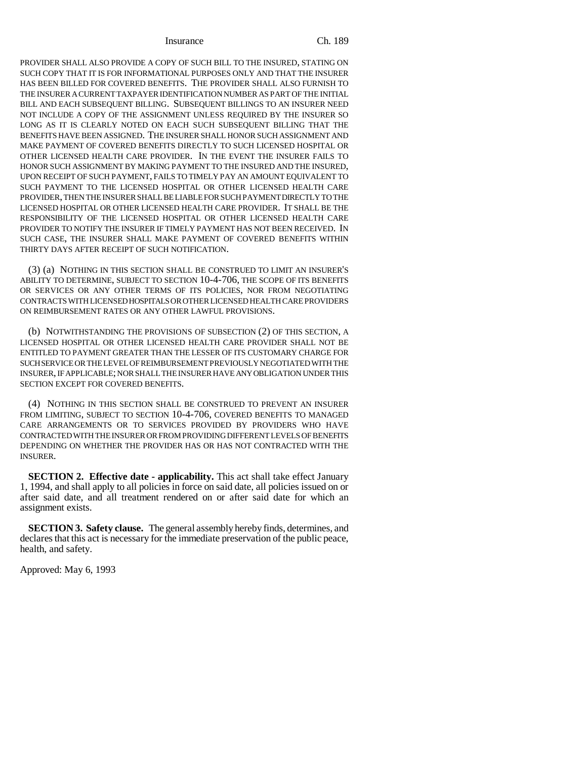PROVIDER SHALL ALSO PROVIDE A COPY OF SUCH BILL TO THE INSURED, STATING ON SUCH COPY THAT IT IS FOR INFORMATIONAL PURPOSES ONLY AND THAT THE INSURER HAS BEEN BILLED FOR COVERED BENEFITS. THE PROVIDER SHALL ALSO FURNISH TO THE INSURER A CURRENT TAXPAYER IDENTIFICATION NUMBER AS PART OF THE INITIAL BILL AND EACH SUBSEQUENT BILLING. SUBSEQUENT BILLINGS TO AN INSURER NEED NOT INCLUDE A COPY OF THE ASSIGNMENT UNLESS REQUIRED BY THE INSURER SO LONG AS IT IS CLEARLY NOTED ON EACH SUCH SUBSEQUENT BILLING THAT THE BENEFITS HAVE BEEN ASSIGNED. THE INSURER SHALL HONOR SUCH ASSIGNMENT AND MAKE PAYMENT OF COVERED BENEFITS DIRECTLY TO SUCH LICENSED HOSPITAL OR OTHER LICENSED HEALTH CARE PROVIDER. IN THE EVENT THE INSURER FAILS TO HONOR SUCH ASSIGNMENT BY MAKING PAYMENT TO THE INSURED AND THE INSURED, UPON RECEIPT OF SUCH PAYMENT, FAILS TO TIMELY PAY AN AMOUNT EQUIVALENT TO SUCH PAYMENT TO THE LICENSED HOSPITAL OR OTHER LICENSED HEALTH CARE PROVIDER, THEN THE INSURER SHALL BE LIABLE FOR SUCH PAYMENT DIRECTLY TO THE LICENSED HOSPITAL OR OTHER LICENSED HEALTH CARE PROVIDER. IT SHALL BE THE RESPONSIBILITY OF THE LICENSED HOSPITAL OR OTHER LICENSED HEALTH CARE PROVIDER TO NOTIFY THE INSURER IF TIMELY PAYMENT HAS NOT BEEN RECEIVED. IN SUCH CASE, THE INSURER SHALL MAKE PAYMENT OF COVERED BENEFITS WITHIN THIRTY DAYS AFTER RECEIPT OF SUCH NOTIFICATION.

(3) (a) NOTHING IN THIS SECTION SHALL BE CONSTRUED TO LIMIT AN INSURER'S ABILITY TO DETERMINE, SUBJECT TO SECTION 10-4-706, THE SCOPE OF ITS BENEFITS OR SERVICES OR ANY OTHER TERMS OF ITS POLICIES, NOR FROM NEGOTIATING CONTRACTS WITH LICENSED HOSPITALS OR OTHER LICENSED HEALTH CARE PROVIDERS ON REIMBURSEMENT RATES OR ANY OTHER LAWFUL PROVISIONS.

(b) NOTWITHSTANDING THE PROVISIONS OF SUBSECTION (2) OF THIS SECTION, A LICENSED HOSPITAL OR OTHER LICENSED HEALTH CARE PROVIDER SHALL NOT BE ENTITLED TO PAYMENT GREATER THAN THE LESSER OF ITS CUSTOMARY CHARGE FOR SUCH SERVICE OR THE LEVEL OF REIMBURSEMENT PREVIOUSLY NEGOTIATED WITH THE INSURER, IF APPLICABLE; NOR SHALL THE INSURER HAVE ANY OBLIGATION UNDER THIS SECTION EXCEPT FOR COVERED BENEFITS.

(4) NOTHING IN THIS SECTION SHALL BE CONSTRUED TO PREVENT AN INSURER FROM LIMITING, SUBJECT TO SECTION 10-4-706, COVERED BENEFITS TO MANAGED CARE ARRANGEMENTS OR TO SERVICES PROVIDED BY PROVIDERS WHO HAVE CONTRACTED WITH THE INSURER OR FROM PROVIDING DIFFERENT LEVELS OF BENEFITS DEPENDING ON WHETHER THE PROVIDER HAS OR HAS NOT CONTRACTED WITH THE INSURER.

**SECTION 2. Effective date - applicability.** This act shall take effect January 1, 1994, and shall apply to all policies in force on said date, all policies issued on or after said date, and all treatment rendered on or after said date for which an assignment exists.

**SECTION 3. Safety clause.** The general assembly hereby finds, determines, and declares that this act is necessary for the immediate preservation of the public peace, health, and safety.

Approved: May 6, 1993